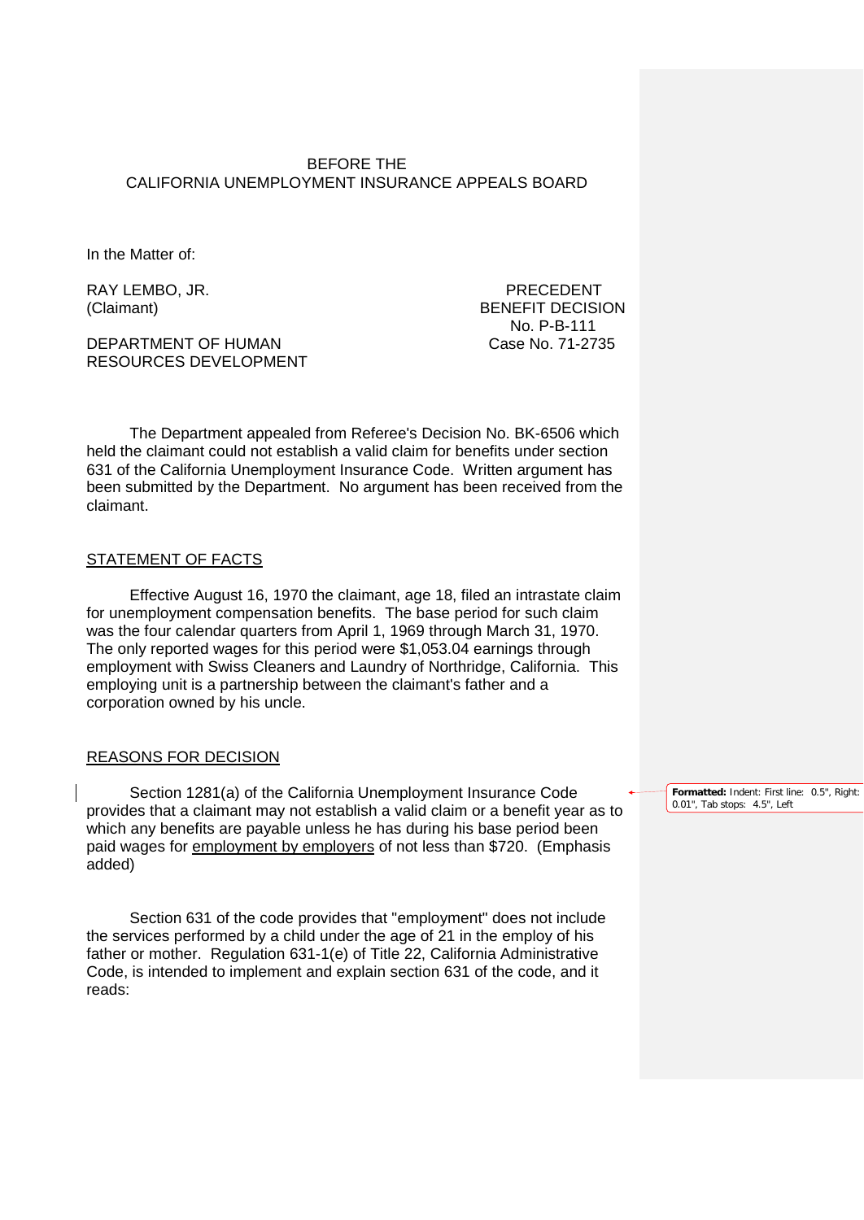BEFORE THE
CALIFORNIA UNEMPLOYMENT INSURANCE APPEALS BOARD

In the Matter of:

RAY LEMBO, JR.
(Claimant)

DEPARTMENT OF HUMAN RESOURCES DEVELOPMENT

PRECEDENT
BENEFIT DECISION
No. P-B-111
Case No. 71-2735

The Department appealed from Referee's Decision No. BK-6506 which held the claimant could not establish a valid claim for benefits under section 631 of the California Unemployment Insurance Code. Written argument has been submitted by the Department. No argument has been received from the claimant.

## STATEMENT OF FACTS

Effective August 16, 1970 the claimant, age 18, filed an intrastate claim for unemployment compensation benefits. The base period for such claim was the four calendar quarters from April 1, 1969 through March 31, 1970. The only reported wages for this period were $1,053.04 earnings through employment with Swiss Cleaners and Laundry of Northridge, California. This employing unit is a partnership between the claimant's father and a corporation owned by his uncle.

## REASONS FOR DECISION

Section 1281(a) of the California Unemployment Insurance Code provides that a claimant may not establish a valid claim or a benefit year as to which any benefits are payable unless he has during his base period been paid wages for employment by employers of not less than $720. (Emphasis added)

Section 631 of the code provides that "employment" does not include the services performed by a child under the age of 21 in the employ of his father or mother. Regulation 631-1(e) of Title 22, California Administrative Code, is intended to implement and explain section 631 of the code, and it reads: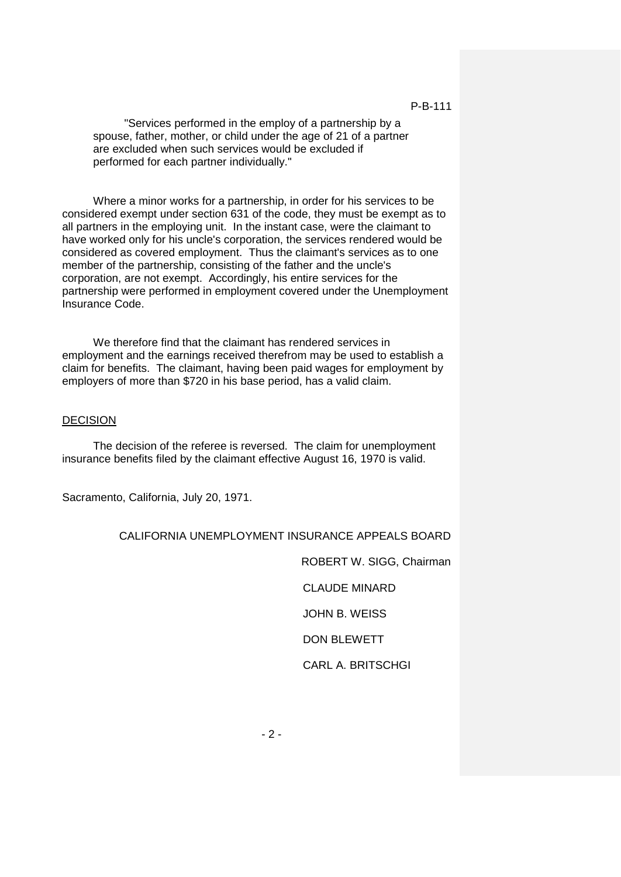> "Services performed in the employ of a partnership by a spouse, father, mother, or child under the age of 21 of a partner are excluded when such services would be excluded if performed for each partner individually."

Where a minor works for a partnership, in order for his services to be considered exempt under section 631 of the code, they must be exempt as to all partners in the employing unit. In the instant case, were the claimant to have worked only for his uncle's corporation, the services rendered would be considered as covered employment. Thus the claimant's services as to one member of the partnership, consisting of the father and the uncle's corporation, are not exempt. Accordingly, his entire services for the partnership were performed in employment covered under the Unemployment Insurance Code.

We therefore find that the claimant has rendered services in employment and the earnings received therefrom may be used to establish a claim for benefits. The claimant, having been paid wages for employment by employers of more than $720 in his base period, has a valid claim.

## DECISION

The decision of the referee is reversed. The claim for unemployment insurance benefits filed by the claimant effective August 16, 1970 is valid.

Sacramento, California, July 20, 1971.

CALIFORNIA UNEMPLOYMENT INSURANCE APPEALS BOARD

ROBERT W. SIGG, Chairman

CLAUDE MINARD

JOHN B. WEISS

DON BLEWETT

CARL A. BRITSCHGI